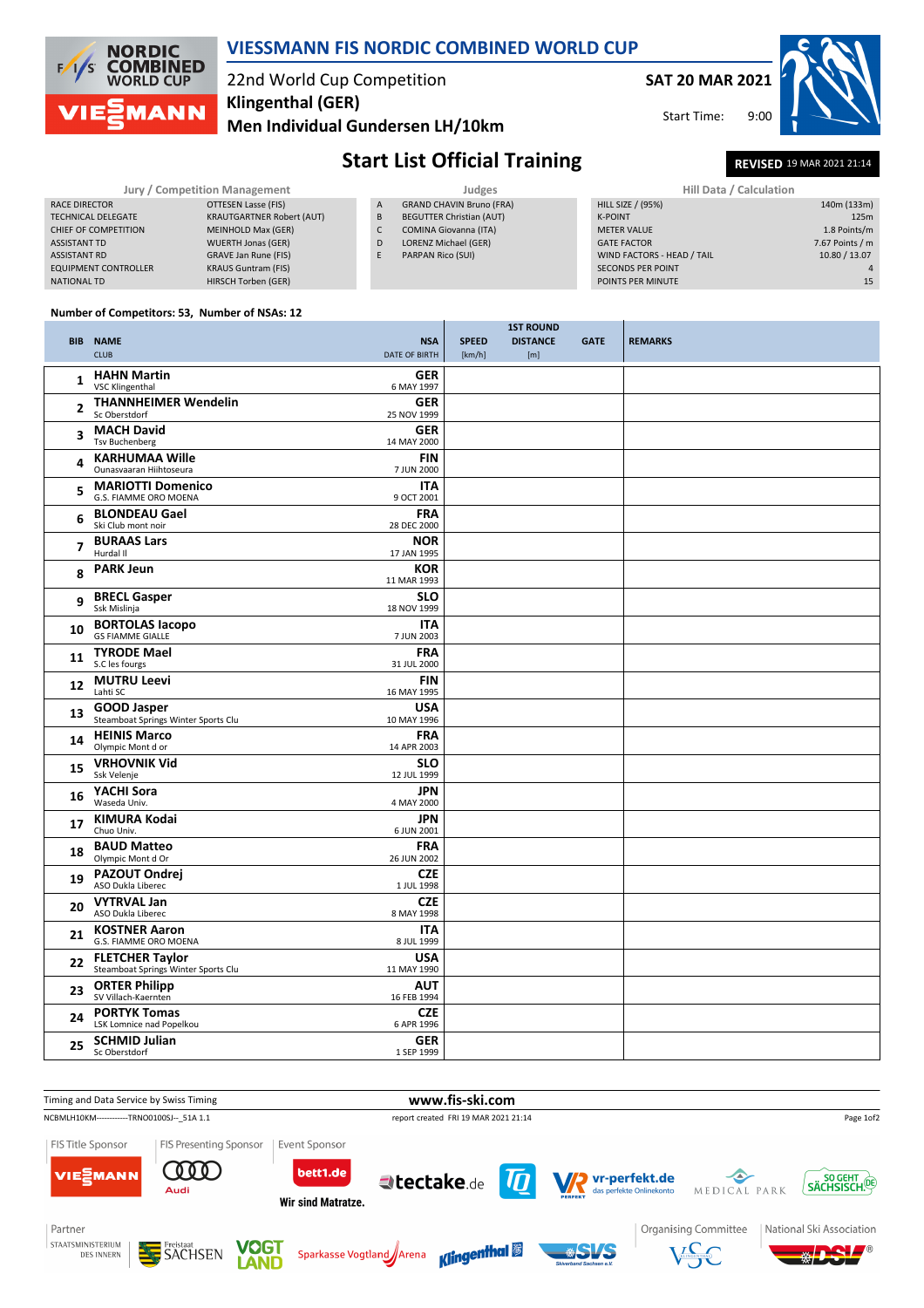# VIESSMANN FIS NORDIC COMBINED WORLD CUP

22nd World Cup Competition
Klingenthal (GER)
Men Individual Gundersen LH/10km

**SAT 20 MAR 2021**
Start Time: 9:00

## Start List Official Training

**REVISED** 19 MAR 2021 21:14

| Jury / Competition Management | |
|---|---|
| RACE DIRECTOR | OTTESEN Lasse (FIS) |
| TECHNICAL DELEGATE | KRAUTGARTNER Robert (AUT) |
| CHIEF OF COMPETITION | MEINHOLD Max (GER) |
| ASSISTANT TD | WUERTH Jonas (GER) |
| ASSISTANT RD | GRAVE Jan Rune (FIS) |
| EQUIPMENT CONTROLLER | KRAUS Guntram (FIS) |
| NATIONAL TD | HIRSCH Torben (GER) |

| Judges | |
|---|---|
| A | GRAND CHAVIN Bruno (FRA) |
| B | BEGUTTER Christian (AUT) |
| C | COMINA Giovanna (ITA) |
| D | LORENZ Michael (GER) |
| E | PARPAN Rico (SUI) |

| Hill Data / Calculation | |
|---|---|
| HILL SIZE / (95%) | 140m (133m) |
| K-POINT | 125m |
| METER VALUE | 1.8 Points/m |
| GATE FACTOR | 7.67 Points / m |
| WIND FACTORS - HEAD / TAIL | 10.80 / 13.07 |
| SECONDS PER POINT | 4 |
| POINTS PER MINUTE | 15 |

Number of Competitors: 53, Number of NSAs: 12

| BIB | NAME / CLUB | NSA / DATE OF BIRTH | 1ST ROUND SPEED [km/h] | DISTANCE [m] | GATE | REMARKS |
|---|---|---|---|---|---|---|
| 1 | **HAHN Martin** VSC Klingenthal | **GER** 6 MAY 1997 | | | | |
| 2 | **THANNHEIMER Wendelin** Sc Oberstdorf | **GER** 25 NOV 1999 | | | | |
| 3 | **MACH David** Tsv Buchenberg | **GER** 14 MAY 2000 | | | | |
| 4 | **KARHUMAA Wille** Ounasvaaran Hiihtoseura | **FIN** 7 JUN 2000 | | | | |
| 5 | **MARIOTTI Domenico** G.S. FIAMME ORO MOENA | **ITA** 9 OCT 2001 | | | | |
| 6 | **BLONDEAU Gael** Ski Club mont noir | **FRA** 28 DEC 2000 | | | | |
| 7 | **BURAAS Lars** Hurdal Il | **NOR** 17 JAN 1995 | | | | |
| 8 | **PARK Jeun** | **KOR** 11 MAR 1993 | | | | |
| 9 | **BRECL Gasper** Ssk Mislinja | **SLO** 18 NOV 1999 | | | | |
| 10 | **BORTOLAS Iacopo** GS FIAMME GIALLE | **ITA** 7 JUN 2003 | | | | |
| 11 | **TYRODE Mael** S.C les fourgs | **FRA** 31 JUL 2000 | | | | |
| 12 | **MUTRU Leevi** Lahti SC | **FIN** 16 MAY 1995 | | | | |
| 13 | **GOOD Jasper** Steamboat Springs Winter Sports Clu | **USA** 10 MAY 1996 | | | | |
| 14 | **HEINIS Marco** Olympic Mont d or | **FRA** 14 APR 2003 | | | | |
| 15 | **VRHOVNIK Vid** Ssk Velenje | **SLO** 12 JUL 1999 | | | | |
| 16 | **YACHI Sora** Waseda Univ. | **JPN** 4 MAY 2000 | | | | |
| 17 | **KIMURA Kodai** Chuo Univ. | **JPN** 6 JUN 2001 | | | | |
| 18 | **BAUD Matteo** Olympic Mont d Or | **FRA** 26 JUN 2002 | | | | |
| 19 | **PAZOUT Ondrej** ASO Dukla Liberec | **CZE** 1 JUL 1998 | | | | |
| 20 | **VYTRVAL Jan** ASO Dukla Liberec | **CZE** 8 MAY 1998 | | | | |
| 21 | **KOSTNER Aaron** G.S. FIAMME ORO MOENA | **ITA** 8 JUL 1999 | | | | |
| 22 | **FLETCHER Taylor** Steamboat Springs Winter Sports Clu | **USA** 11 MAY 1990 | | | | |
| 23 | **ORTER Philipp** SV Villach-Kaernten | **AUT** 16 FEB 1994 | | | | |
| 24 | **PORTYK Tomas** LSK Lomnice nad Popelkou | **CZE** 6 APR 1996 | | | | |
| 25 | **SCHMID Julian** Sc Oberstdorf | **GER** 1 SEP 1999 | | | | |

Timing and Data Service by Swiss Timing
www.fis-ski.com
NCBMLH10KM------------TRNO0100SJ--_51A 1.1
report created FRI 19 MAR 2021 21:14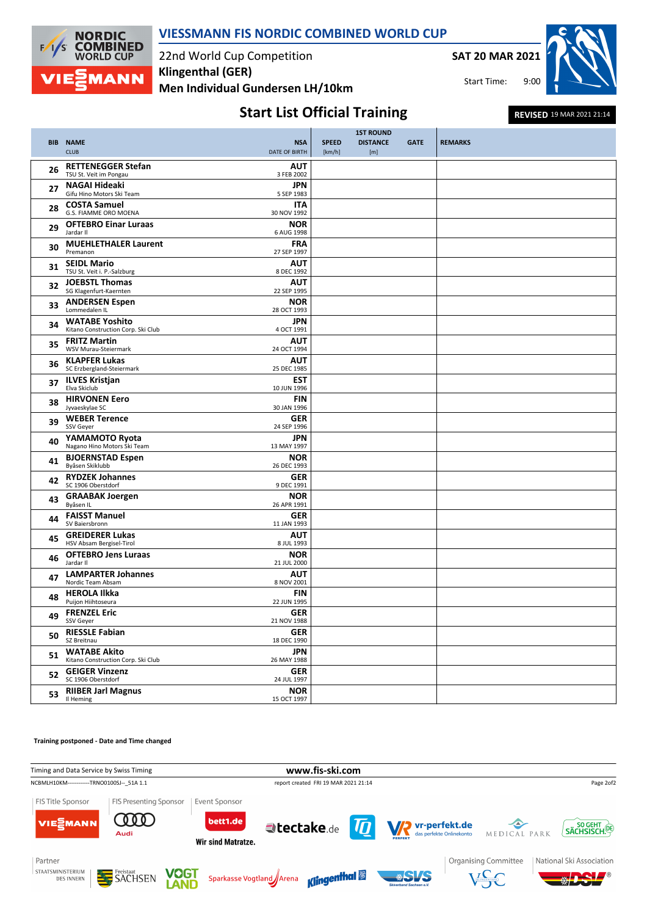# VIESSMANN FIS NORDIC COMBINED WORLD CUP

22nd World Cup Competition
**Klingenthal (GER)**
**Men Individual Gundersen LH/10km**

**SAT 20 MAR 2021**
Start Time: 9:00

## Start List Official Training

**REVISED** 19 MAR 2021 21:14

| BIB | NAME<br>CLUB | NSA<br>DATE OF BIRTH | SPEED [km/h] | 1ST ROUND DISTANCE [m] | GATE | REMARKS |
|---|---|---|---|---|---|---|
| 26 | **RETTENEGGER Stefan**<br>TSU St. Veit im Pongau | **AUT**<br>3 FEB 2002 | | | | |
| 27 | **NAGAI Hideaki**<br>Gifu Hino Motors Ski Team | **JPN**<br>5 SEP 1983 | | | | |
| 28 | **COSTA Samuel**<br>G.S. FIAMME ORO MOENA | **ITA**<br>30 NOV 1992 | | | | |
| 29 | **OFTEBRO Einar Luraas**<br>Jardar II | **NOR**<br>6 AUG 1998 | | | | |
| 30 | **MUEHLETHALER Laurent**<br>Premanon | **FRA**<br>27 SEP 1997 | | | | |
| 31 | **SEIDL Mario**<br>TSU St. Veit i. P.-Salzburg | **AUT**<br>8 DEC 1992 | | | | |
| 32 | **JOEBSTL Thomas**<br>SG Klagenfurt-Kaernten | **AUT**<br>22 SEP 1995 | | | | |
| 33 | **ANDERSEN Espen**<br>Lommedalen IL | **NOR**<br>28 OCT 1993 | | | | |
| 34 | **WATABE Yoshito**<br>Kitano Construction Corp. Ski Club | **JPN**<br>4 OCT 1991 | | | | |
| 35 | **FRITZ Martin**<br>WSV Murau-Steiermark | **AUT**<br>24 OCT 1994 | | | | |
| 36 | **KLAPFER Lukas**<br>SC Erzbergland-Steiermark | **AUT**<br>25 DEC 1985 | | | | |
| 37 | **ILVES Kristjan**<br>Elva Skiclub | **EST**<br>10 JUN 1996 | | | | |
| 38 | **HIRVONEN Eero**<br>Jyvaeskylae SC | **FIN**<br>30 JAN 1996 | | | | |
| 39 | **WEBER Terence**<br>SSV Geyer | **GER**<br>24 SEP 1996 | | | | |
| 40 | **YAMAMOTO Ryota**<br>Nagano Hino Motors Ski Team | **JPN**<br>13 MAY 1997 | | | | |
| 41 | **BJOERNSTAD Espen**<br>Byåsen Skiklubb | **NOR**<br>26 DEC 1993 | | | | |
| 42 | **RYDZEK Johannes**<br>SC 1906 Oberstdorf | **GER**<br>9 DEC 1991 | | | | |
| 43 | **GRAABAK Joergen**<br>Byåsen IL | **NOR**<br>26 APR 1991 | | | | |
| 44 | **FAISST Manuel**<br>SV Baiersbronn | **GER**<br>11 JAN 1993 | | | | |
| 45 | **GREIDERER Lukas**<br>HSV Absam Bergisel-Tirol | **AUT**<br>8 JUL 1993 | | | | |
| 46 | **OFTEBRO Jens Luraas**<br>Jardar II | **NOR**<br>21 JUL 2000 | | | | |
| 47 | **LAMPARTER Johannes**<br>Nordic Team Absam | **AUT**<br>8 NOV 2001 | | | | |
| 48 | **HEROLA Ilkka**<br>Puijon Hiihtoseura | **FIN**<br>22 JUN 1995 | | | | |
| 49 | **FRENZEL Eric**<br>SSV Geyer | **GER**<br>21 NOV 1988 | | | | |
| 50 | **RIESSLE Fabian**<br>SZ Breitnau | **GER**<br>18 DEC 1990 | | | | |
| 51 | **WATABE Akito**<br>Kitano Construction Corp. Ski Club | **JPN**<br>26 MAY 1988 | | | | |
| 52 | **GEIGER Vinzenz**<br>SC 1906 Oberstdorf | **GER**<br>24 JUL 1997 | | | | |
| 53 | **RIIBER Jarl Magnus**<br>Il Heming | **NOR**<br>15 OCT 1997 | | | | |

**Training postponed - Date and Time changed**

Timing and Data Service by Swiss Timing — www.fis-ski.com

NCBMLH10KM------------TRNO0100SJ--_51A 1.1 — report created FRI 19 MAR 2021 21:14

FIS Title Sponsor | FIS Presenting Sponsor | Event Sponsor

Partner | Organising Committee | National Ski Association